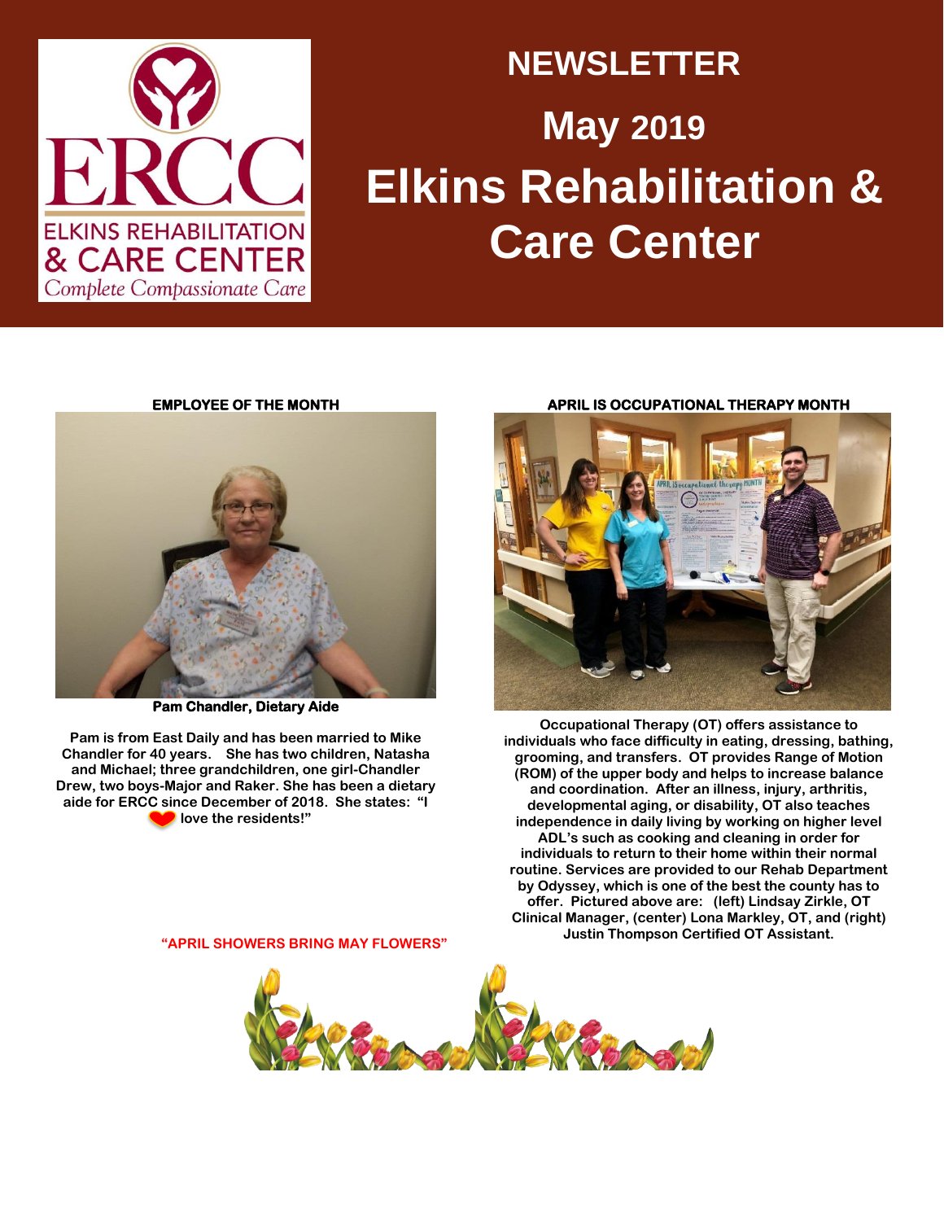# NEWSLETTER

## May 2019

# Elkins Rehabilitation & Care Center

**EMPLOYEE OF THE MONTH**

**Pam Chandler, Dietary Aide**

**Pam is from East Daily and has been married to Mike Chandler for 40 years. She has two children, Natasha and Michael; three grandchildren, one girl-Chandler Drew, two boys-Major and Raker. She has been a dietary aide for ERCC since December of 2018. She states: "I love the residents!"**

**APRIL IS OCCUPATIONAL THERAPY MONTH**

**Occupational Therapy (OT) offers assistance to individuals who face difficulty in eating, dressing, bathing, grooming, and transfers. OT provides Range of Motion (ROM) of the upper body and helps to increase balance and coordination. After an illness, injury, arthritis, developmental aging, or disability, OT also teaches independence in daily living by working on higher level ADL's such as cooking and cleaning in order for individuals to return to their home within their normal routine. Services are provided to our Rehab Department by Odyssey, which is one of the best the county has to offer. Pictured above are: (left) Lindsay Zirkle, OT Clinical Manager, (center) Lona Markley, OT, and (right) Justin Thompson Certified OT Assistant.**

**"APRIL SHOWERS BRING MAY FLOWERS"**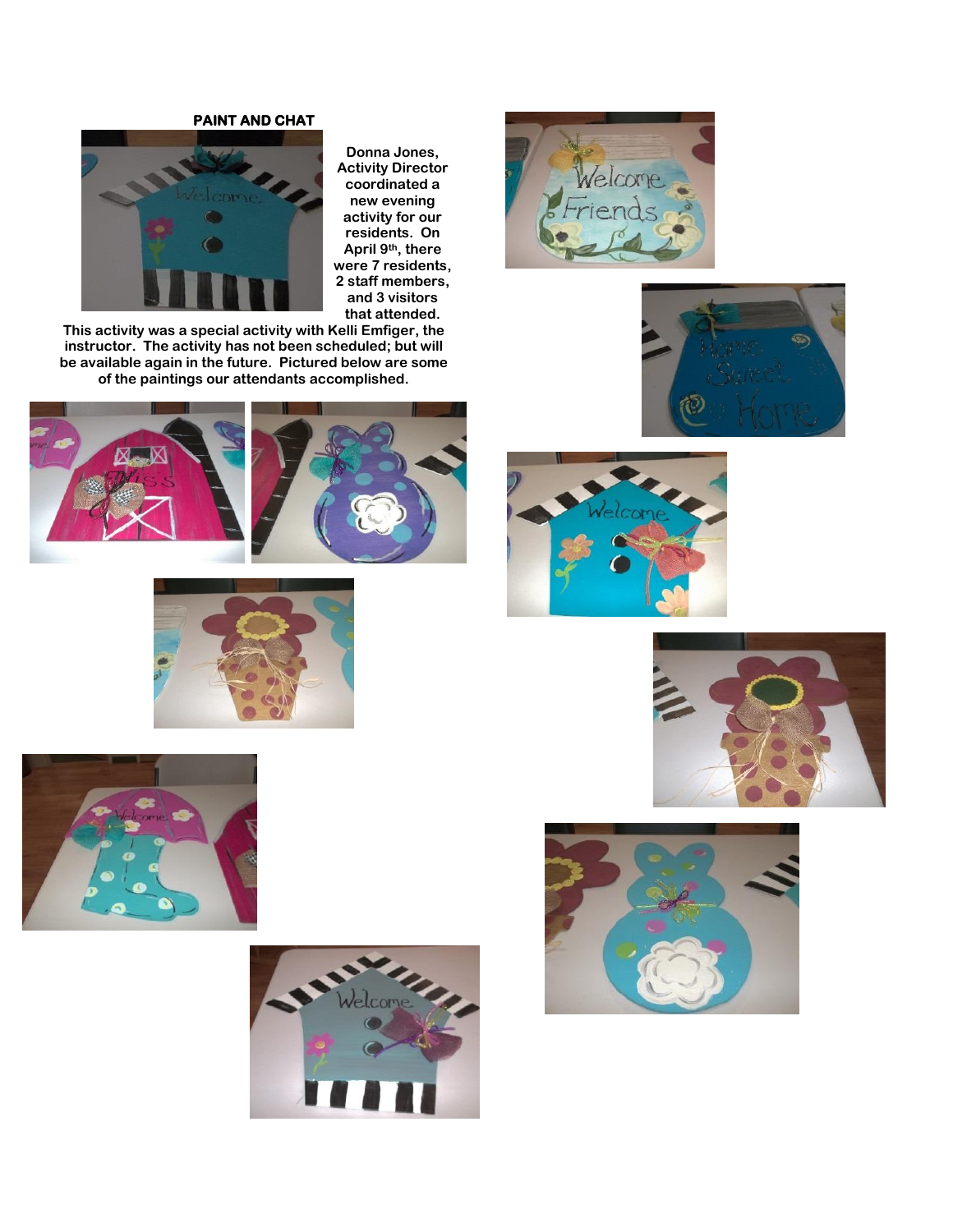## PAINT AND CHAT

**Donna Jones, Activity Director coordinated a new evening activity for our residents. On April 9th, there were 7 residents, 2 staff members, and 3 visitors that attended.**

**This activity was a special activity with Kelli Emfiger, the instructor. The activity has not been scheduled; but will be available again in the future. Pictured below are some of the paintings our attendants accomplished.**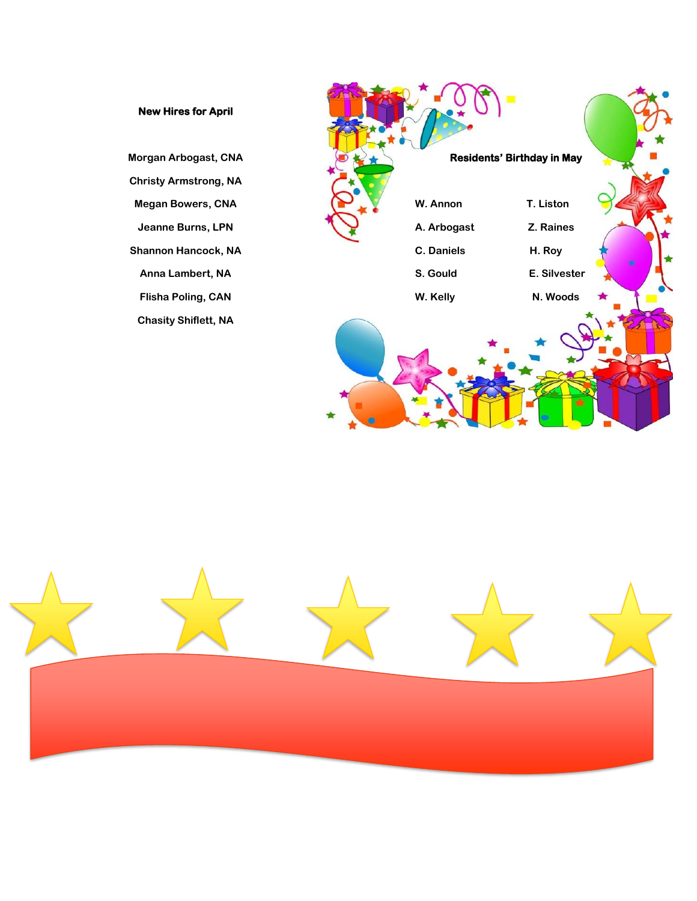## New Hires for April

Morgan Arbogast, CNA

Christy Armstrong, NA

Megan Bowers, CNA

Jeanne Burns, LPN

Shannon Hancock, NA

Anna Lambert, NA

Flisha Poling, CAN

Chasity Shiflett, NA

## Residents' Birthday in May

W. Annon

A. Arbogast

C. Daniels

S. Gould

W. Kelly

T. Liston

Z. Raines

H. Roy

E. Silvester

N. Woods